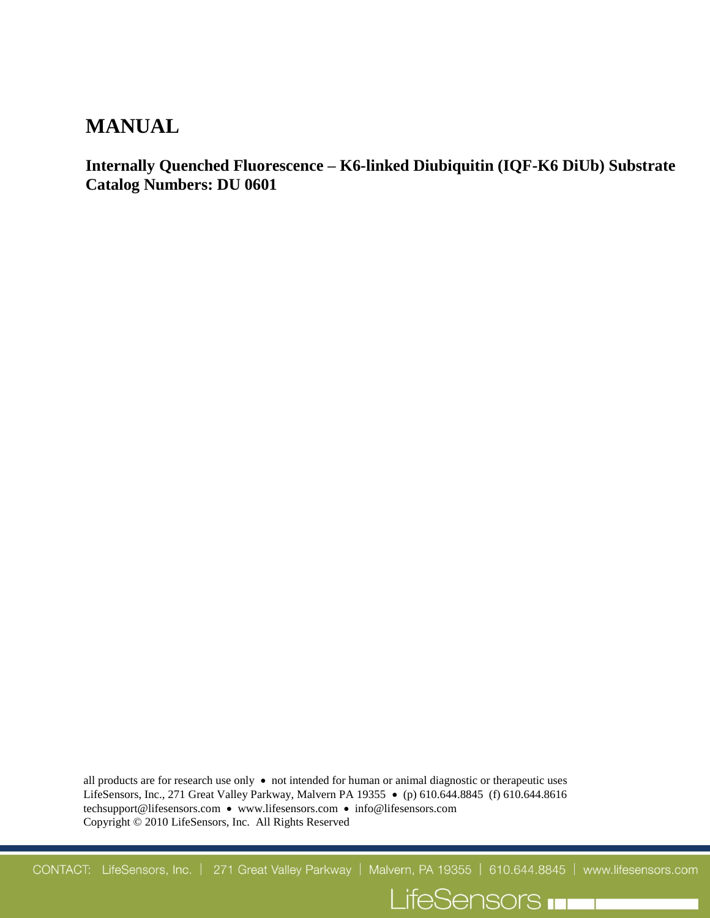# MANUAL

**Internally Quenched Fluorescence – K6-linked Diubiquitin (IQF-K6 DiUb) Substrate**
**Catalog Numbers: DU 0601**

all products are for research use only • not intended for human or animal diagnostic or therapeutic uses
LifeSensors, Inc., 271 Great Valley Parkway, Malvern PA 19355 • (p) 610.644.8845 (f) 610.644.8616
techsupport@lifesensors.com • www.lifesensors.com • info@lifesensors.com
Copyright © 2010 LifeSensors, Inc. All Rights Reserved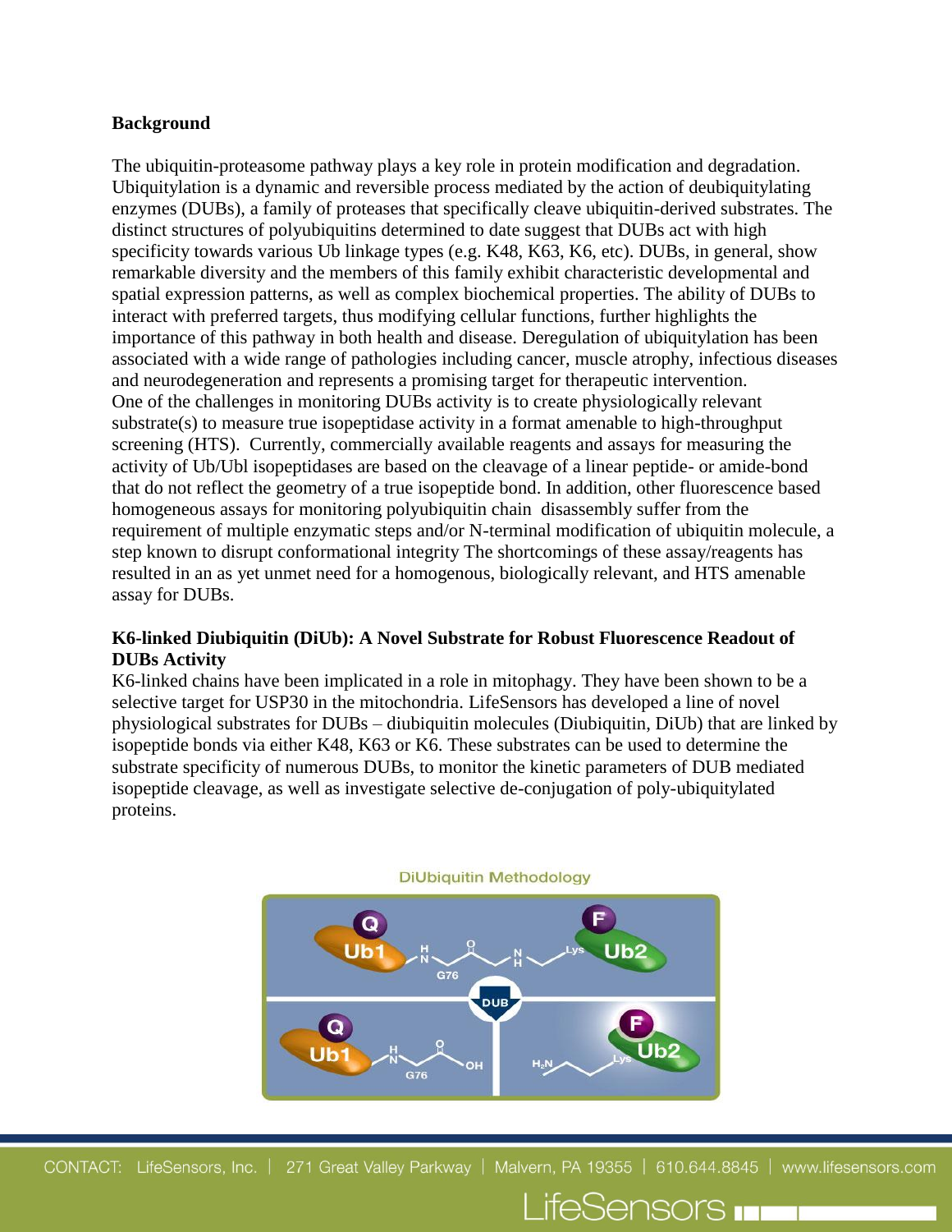**Background**

The ubiquitin-proteasome pathway plays a key role in protein modification and degradation. Ubiquitylation is a dynamic and reversible process mediated by the action of deubiquitylating enzymes (DUBs), a family of proteases that specifically cleave ubiquitin-derived substrates. The distinct structures of polyubiquitins determined to date suggest that DUBs act with high specificity towards various Ub linkage types (e.g. K48, K63, K6, etc). DUBs, in general, show remarkable diversity and the members of this family exhibit characteristic developmental and spatial expression patterns, as well as complex biochemical properties. The ability of DUBs to interact with preferred targets, thus modifying cellular functions, further highlights the importance of this pathway in both health and disease. Deregulation of ubiquitylation has been associated with a wide range of pathologies including cancer, muscle atrophy, infectious diseases and neurodegeneration and represents a promising target for therapeutic intervention.
One of the challenges in monitoring DUBs activity is to create physiologically relevant substrate(s) to measure true isopeptidase activity in a format amenable to high-throughput screening (HTS). Currently, commercially available reagents and assays for measuring the activity of Ub/Ubl isopeptidases are based on the cleavage of a linear peptide- or amide-bond that do not reflect the geometry of a true isopeptide bond. In addition, other fluorescence based homogeneous assays for monitoring polyubiquitin chain disassembly suffer from the requirement of multiple enzymatic steps and/or N-terminal modification of ubiquitin molecule, a step known to disrupt conformational integrity The shortcomings of these assay/reagents has resulted in an as yet unmet need for a homogenous, biologically relevant, and HTS amenable assay for DUBs.

**K6-linked Diubiquitin (DiUb): A Novel Substrate for Robust Fluorescence Readout of DUBs Activity**

K6-linked chains have been implicated in a role in mitophagy. They have been shown to be a selective target for USP30 in the mitochondria. LifeSensors has developed a line of novel physiological substrates for DUBs – diubiquitin molecules (Diubiquitin, DiUb) that are linked by isopeptide bonds via either K48, K63 or K6. These substrates can be used to determine the substrate specificity of numerous DUBs, to monitor the kinetic parameters of DUB mediated isopeptide cleavage, as well as investigate selective de-conjugation of poly-ubiquitylated proteins.

DiUbiquitin Methodology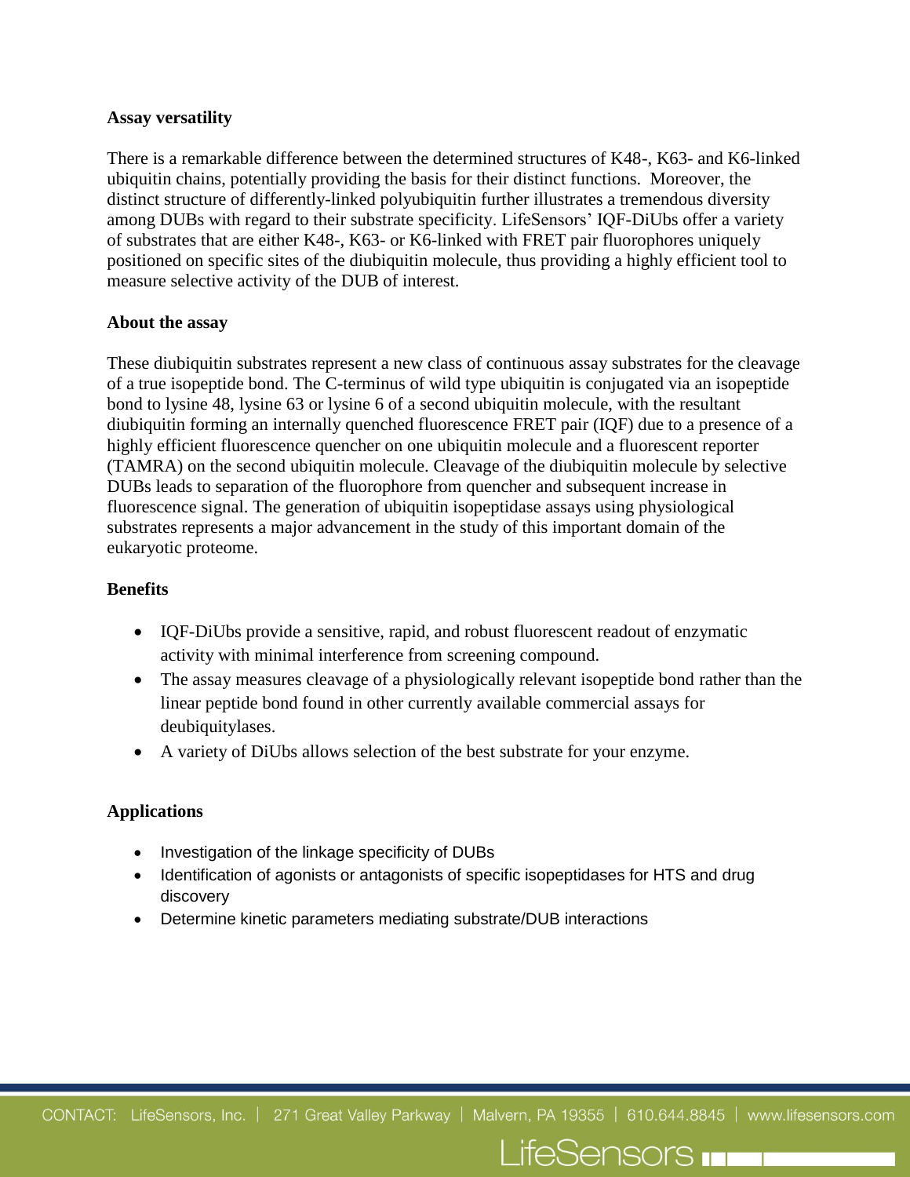### Assay versatility

There is a remarkable difference between the determined structures of K48-, K63- and K6-linked ubiquitin chains, potentially providing the basis for their distinct functions. Moreover, the distinct structure of differently-linked polyubiquitin further illustrates a tremendous diversity among DUBs with regard to their substrate specificity. LifeSensors' IQF-DiUbs offer a variety of substrates that are either K48-, K63- or K6-linked with FRET pair fluorophores uniquely positioned on specific sites of the diubiquitin molecule, thus providing a highly efficient tool to measure selective activity of the DUB of interest.

### About the assay

These diubiquitin substrates represent a new class of continuous assay substrates for the cleavage of a true isopeptide bond. The C-terminus of wild type ubiquitin is conjugated via an isopeptide bond to lysine 48, lysine 63 or lysine 6 of a second ubiquitin molecule, with the resultant diubiquitin forming an internally quenched fluorescence FRET pair (IQF) due to a presence of a highly efficient fluorescence quencher on one ubiquitin molecule and a fluorescent reporter (TAMRA) on the second ubiquitin molecule. Cleavage of the diubiquitin molecule by selective DUBs leads to separation of the fluorophore from quencher and subsequent increase in fluorescence signal. The generation of ubiquitin isopeptidase assays using physiological substrates represents a major advancement in the study of this important domain of the eukaryotic proteome.

### Benefits

- IQF-DiUbs provide a sensitive, rapid, and robust fluorescent readout of enzymatic activity with minimal interference from screening compound.
- The assay measures cleavage of a physiologically relevant isopeptide bond rather than the linear peptide bond found in other currently available commercial assays for deubiquitylases.
- A variety of DiUbs allows selection of the best substrate for your enzyme.

### Applications

- Investigation of the linkage specificity of DUBs
- Identification of agonists or antagonists of specific isopeptidases for HTS and drug discovery
- Determine kinetic parameters mediating substrate/DUB interactions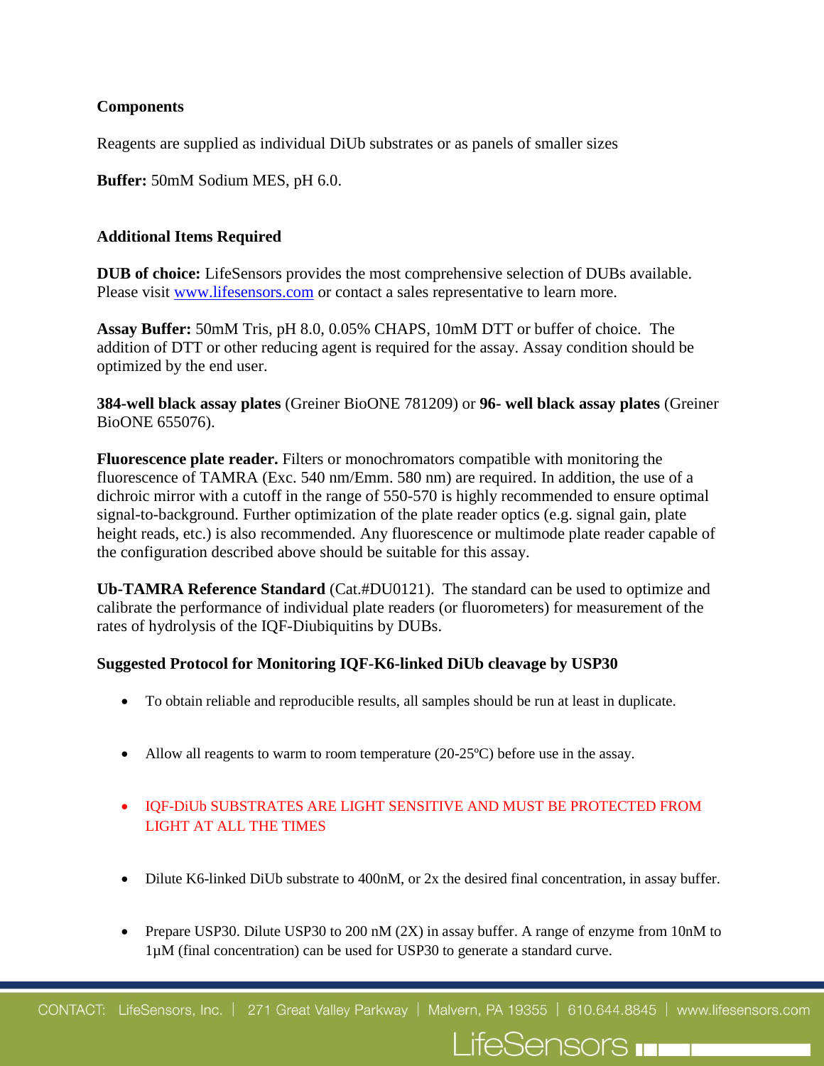**Components**

Reagents are supplied as individual DiUb substrates or as panels of smaller sizes

**Buffer:** 50mM Sodium MES, pH 6.0.

**Additional Items Required**

**DUB of choice:** LifeSensors provides the most comprehensive selection of DUBs available. Please visit www.lifesensors.com or contact a sales representative to learn more.

**Assay Buffer:** 50mM Tris, pH 8.0, 0.05% CHAPS, 10mM DTT or buffer of choice. The addition of DTT or other reducing agent is required for the assay. Assay condition should be optimized by the end user.

**384-well black assay plates** (Greiner BioONE 781209) or **96- well black assay plates** (Greiner BioONE 655076).

**Fluorescence plate reader.** Filters or monochromators compatible with monitoring the fluorescence of TAMRA (Exc. 540 nm/Emm. 580 nm) are required. In addition, the use of a dichroic mirror with a cutoff in the range of 550-570 is highly recommended to ensure optimal signal-to-background. Further optimization of the plate reader optics (e.g. signal gain, plate height reads, etc.) is also recommended. Any fluorescence or multimode plate reader capable of the configuration described above should be suitable for this assay.

**Ub-TAMRA Reference Standard** (Cat.#DU0121). The standard can be used to optimize and calibrate the performance of individual plate readers (or fluorometers) for measurement of the rates of hydrolysis of the IQF-Diubiquitins by DUBs.

**Suggested Protocol for Monitoring IQF-K6-linked DiUb cleavage by USP30**

- To obtain reliable and reproducible results, all samples should be run at least in duplicate.
- Allow all reagents to warm to room temperature (20-25ºC) before use in the assay.
- IQF-DiUb SUBSTRATES ARE LIGHT SENSITIVE AND MUST BE PROTECTED FROM LIGHT AT ALL THE TIMES
- Dilute K6-linked DiUb substrate to 400nM, or 2x the desired final concentration, in assay buffer.
- Prepare USP30. Dilute USP30 to 200 nM (2X) in assay buffer. A range of enzyme from 10nM to 1µM (final concentration) can be used for USP30 to generate a standard curve.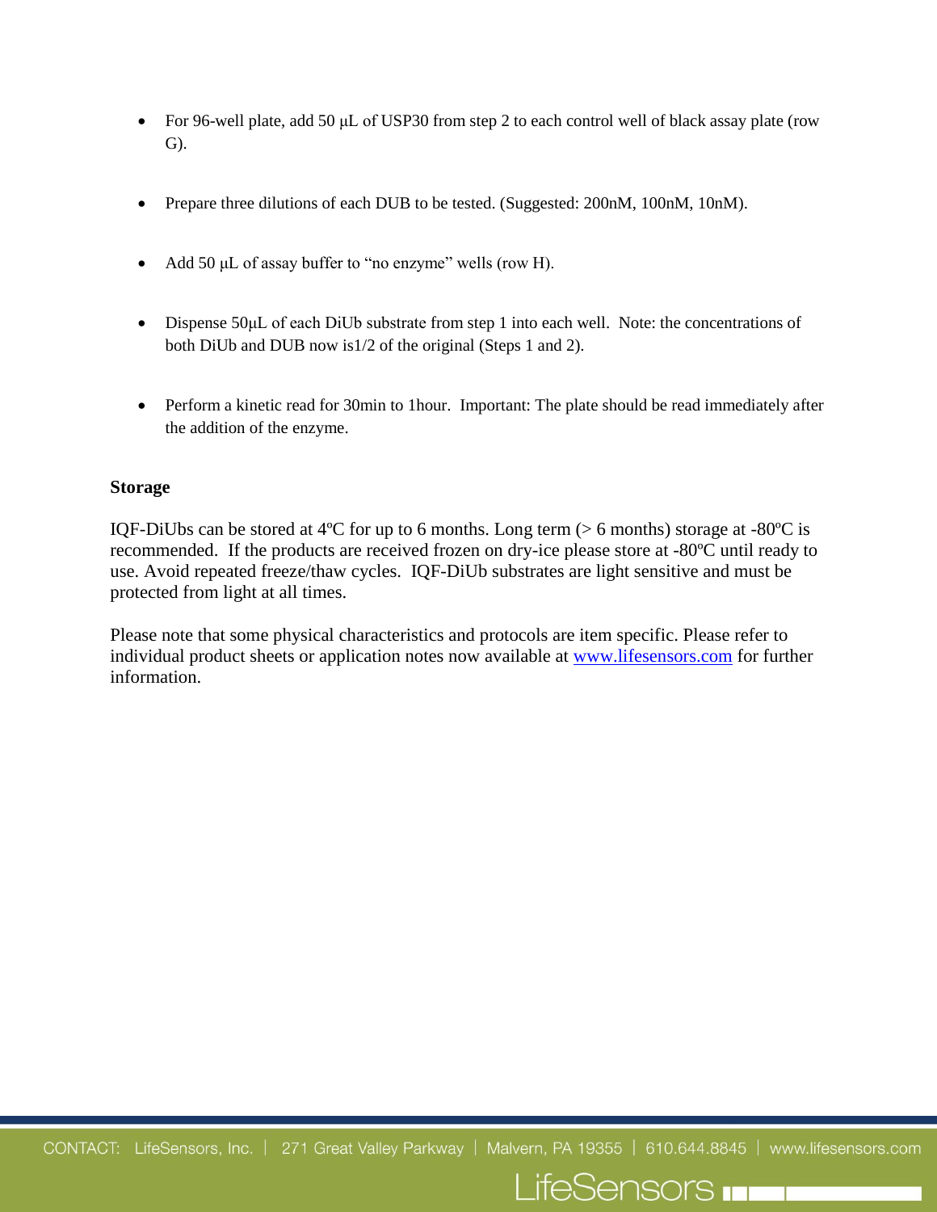- For 96-well plate, add 50 μL of USP30 from step 2 to each control well of black assay plate (row G).

- Prepare three dilutions of each DUB to be tested. (Suggested: 200nM, 100nM, 10nM).

- Add 50 μL of assay buffer to "no enzyme" wells (row H).

- Dispense 50μL of each DiUb substrate from step 1 into each well. Note: the concentrations of both DiUb and DUB now is1/2 of the original (Steps 1 and 2).

- Perform a kinetic read for 30min to 1hour. Important: The plate should be read immediately after the addition of the enzyme.

**Storage**

IQF-DiUbs can be stored at 4ºC for up to 6 months. Long term (> 6 months) storage at -80ºC is recommended. If the products are received frozen on dry-ice please store at -80ºC until ready to use. Avoid repeated freeze/thaw cycles. IQF-DiUb substrates are light sensitive and must be protected from light at all times.

Please note that some physical characteristics and protocols are item specific. Please refer to individual product sheets or application notes now available at www.lifesensors.com for further information.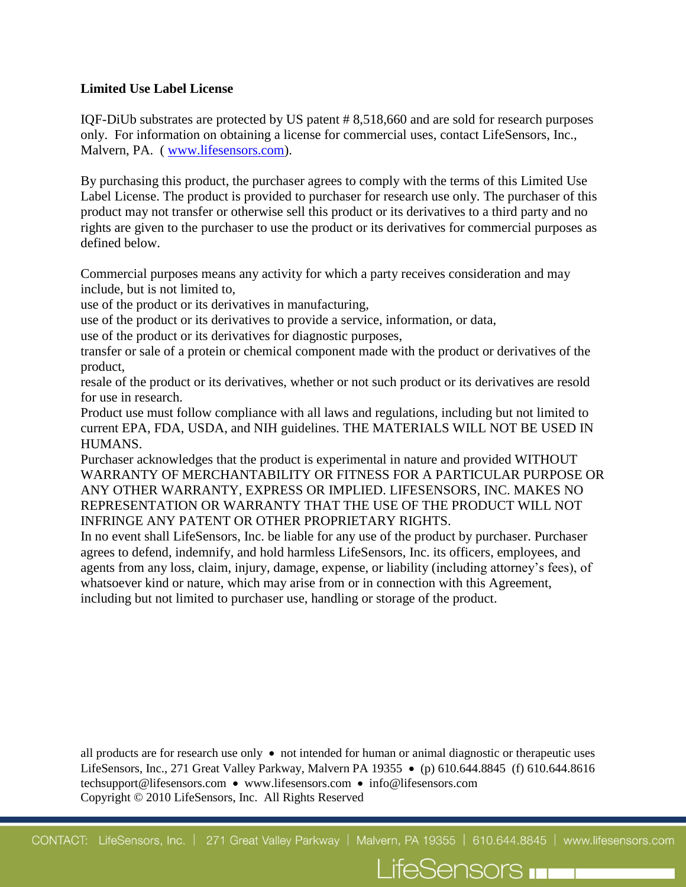**Limited Use Label License**

IQF-DiUb substrates are protected by US patent # 8,518,660 and are sold for research purposes only. For information on obtaining a license for commercial uses, contact LifeSensors, Inc., Malvern, PA. ( [www.lifesensors.com](www.lifesensors.com)).

By purchasing this product, the purchaser agrees to comply with the terms of this Limited Use Label License. The product is provided to purchaser for research use only. The purchaser of this product may not transfer or otherwise sell this product or its derivatives to a third party and no rights are given to the purchaser to use the product or its derivatives for commercial purposes as defined below.

Commercial purposes means any activity for which a party receives consideration and may include, but is not limited to,
use of the product or its derivatives in manufacturing,
use of the product or its derivatives to provide a service, information, or data,
use of the product or its derivatives for diagnostic purposes,
transfer or sale of a protein or chemical component made with the product or derivatives of the product,
resale of the product or its derivatives, whether or not such product or its derivatives are resold for use in research.
Product use must follow compliance with all laws and regulations, including but not limited to current EPA, FDA, USDA, and NIH guidelines. THE MATERIALS WILL NOT BE USED IN HUMANS.
Purchaser acknowledges that the product is experimental in nature and provided WITHOUT WARRANTY OF MERCHANTABILITY OR FITNESS FOR A PARTICULAR PURPOSE OR ANY OTHER WARRANTY, EXPRESS OR IMPLIED. LIFESENSORS, INC. MAKES NO REPRESENTATION OR WARRANTY THAT THE USE OF THE PRODUCT WILL NOT INFRINGE ANY PATENT OR OTHER PROPRIETARY RIGHTS.
In no event shall LifeSensors, Inc. be liable for any use of the product by purchaser. Purchaser agrees to defend, indemnify, and hold harmless LifeSensors, Inc. its officers, employees, and agents from any loss, claim, injury, damage, expense, or liability (including attorney's fees), of whatsoever kind or nature, which may arise from or in connection with this Agreement, including but not limited to purchaser use, handling or storage of the product.

all products are for research use only • not intended for human or animal diagnostic or therapeutic uses
LifeSensors, Inc., 271 Great Valley Parkway, Malvern PA 19355 • (p) 610.644.8845 (f) 610.644.8616
techsupport@lifesensors.com • www.lifesensors.com • info@lifesensors.com
Copyright © 2010 LifeSensors, Inc. All Rights Reserved